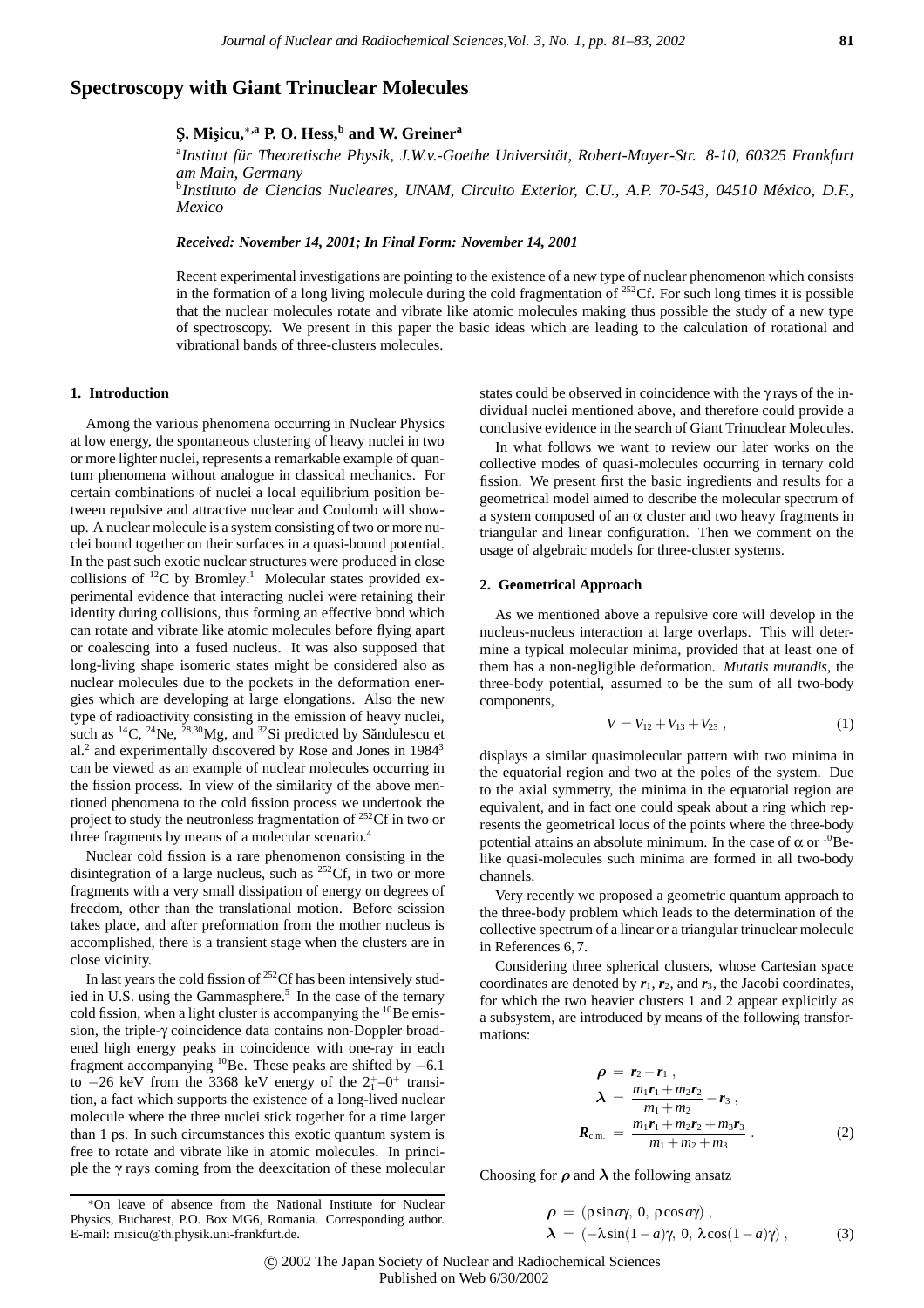# Spectroscopy with Giant Trinuclear Molecules

**Ş. Mişicu,[*,a] P. O. Hess,[b] and W. Greiner[a]**

[a]*Institut für Theoretische Physik, J.W.v.-Goethe Universität, Robert-Mayer-Str. 8-10, 60325 Frankfurt am Main, Germany*

[b]*Instituto de Ciencias Nucleares, UNAM, Circuito Exterior, C.U., A.P. 70-543, 04510 México, D.F., Mexico*

***Received: November 14, 2001; In Final Form: November 14, 2001***

Recent experimental investigations are pointing to the existence of a new type of nuclear phenomenon which consists in the formation of a long living molecule during the cold fragmentation of $^{252}$Cf. For such long times it is possible that the nuclear molecules rotate and vibrate like atomic molecules making thus possible the study of a new type of spectroscopy. We present in this paper the basic ideas which are leading to the calculation of rotational and vibrational bands of three-clusters molecules.

## 1. Introduction

Among the various phenomena occurring in Nuclear Physics at low energy, the spontaneous clustering of heavy nuclei in two or more lighter nuclei, represents a remarkable example of quantum phenomena without analogue in classical mechanics. For certain combinations of nuclei a local equilibrium position between repulsive and attractive nuclear and Coulomb will show-up. A nuclear molecule is a system consisting of two or more nuclei bound together on their surfaces in a quasi-bound potential. In the past such exotic nuclear structures were produced in close collisions of $^{12}$C by Bromley.[1] Molecular states provided experimental evidence that interacting nuclei were retaining their identity during collisions, thus forming an effective bond which can rotate and vibrate like atomic molecules before flying apart or coalescing into a fused nucleus. It was also supposed that long-living shape isomeric states might be considered also as nuclear molecules due to the pockets in the deformation energies which are developing at large elongations. Also the new type of radioactivity consisting in the emission of heavy nuclei, such as $^{14}$C, $^{24}$Ne, $^{28,30}$Mg, and $^{32}$Si predicted by Săndulescu et al.[2] and experimentally discovered by Rose and Jones in 1984[3] can be viewed as an example of nuclear molecules occurring in the fission process. In view of the similarity of the above mentioned phenomena to the cold fission process we undertook the project to study the neutronless fragmentation of $^{252}$Cf in two or three fragments by means of a molecular scenario.[4]

Nuclear cold fission is a rare phenomenon consisting in the disintegration of a large nucleus, such as $^{252}$Cf, in two or more fragments with a very small dissipation of energy on degrees of freedom, other than the translational motion. Before scission takes place, and after preformation from the mother nucleus is accomplished, there is a transient stage when the clusters are in close vicinity.

In last years the cold fission of $^{252}$Cf has been intensively studied in U.S. using the Gammasphere.[5] In the case of the ternary cold fission, when a light cluster is accompanying the $^{10}$Be emission, the triple-$\gamma$ coincidence data contains non-Doppler broadened high energy peaks in coincidence with one-ray in each fragment accompanying $^{10}$Be. These peaks are shifted by $-6.1$ to $-26$ keV from the 3368 keV energy of the $2_1^+$–$0^+$ transition, a fact which supports the existence of a long-lived nuclear molecule where the three nuclei stick together for a time larger than 1 ps. In such circumstances this exotic quantum system is free to rotate and vibrate like in atomic molecules. In principle the $\gamma$ rays coming from the deexcitation of these molecular states could be observed in coincidence with the $\gamma$ rays of the individual nuclei mentioned above, and therefore could provide a conclusive evidence in the search of Giant Trinuclear Molecules.

In what follows we want to review our later works on the collective modes of quasi-molecules occurring in ternary cold fission. We present first the basic ingredients and results for a geometrical model aimed to describe the molecular spectrum of a system composed of an $\alpha$ cluster and two heavy fragments in triangular and linear configuration. Then we comment on the usage of algebraic models for three-cluster systems.

## 2. Geometrical Approach

As we mentioned above a repulsive core will develop in the nucleus-nucleus interaction at large overlaps. This will determine a typical molecular minima, provided that at least one of them has a non-negligible deformation. *Mutatis mutandis*, the three-body potential, assumed to be the sum of all two-body components,

$$V = V_{12} + V_{13} + V_{23} \,, \tag{1}$$

displays a similar quasimolecular pattern with two minima in the equatorial region and two at the poles of the system. Due to the axial symmetry, the minima in the equatorial region are equivalent, and in fact one could speak about a ring which represents the geometrical locus of the points where the three-body potential attains an absolute minimum. In the case of $\alpha$ or $^{10}$Be-like quasi-molecules such minima are formed in all two-body channels.

Very recently we proposed a geometric quantum approach to the three-body problem which leads to the determination of the collective spectrum of a linear or a triangular trinuclear molecule in References 6, 7.

Considering three spherical clusters, whose Cartesian space coordinates are denoted by $\boldsymbol{r}_1$, $\boldsymbol{r}_2$, and $\boldsymbol{r}_3$, the Jacobi coordinates, for which the two heavier clusters 1 and 2 appear explicitly as a subsystem, are introduced by means of the following transformations:

$$
\begin{aligned}
\boldsymbol{\rho} &= \boldsymbol{r}_2 - \boldsymbol{r}_1 \,, \\
\boldsymbol{\lambda} &= \frac{m_1 \boldsymbol{r}_1 + m_2 \boldsymbol{r}_2}{m_1 + m_2} - \boldsymbol{r}_3 \,, \\
\boldsymbol{R}_{\text{c.m.}} &= \frac{m_1 \boldsymbol{r}_1 + m_2 \boldsymbol{r}_2 + m_3 \boldsymbol{r}_3}{m_1 + m_2 + m_3} \,.
\end{aligned} \tag{2}
$$

Choosing for $\boldsymbol{\rho}$ and $\boldsymbol{\lambda}$ the following ansatz

$$
\begin{aligned}
\boldsymbol{\rho} &= (\rho \sin a\gamma,\ 0,\ \rho \cos a\gamma) \,, \\
\boldsymbol{\lambda} &= (-\lambda \sin(1-a)\gamma,\ 0,\ \lambda \cos(1-a)\gamma) \,,
\end{aligned} \tag{3}
$$

*On leave of absence from the National Institute for Nuclear Physics, Bucharest, P.O. Box MG6, Romania. Corresponding author. E-mail: misicu@th.physik.uni-frankfurt.de.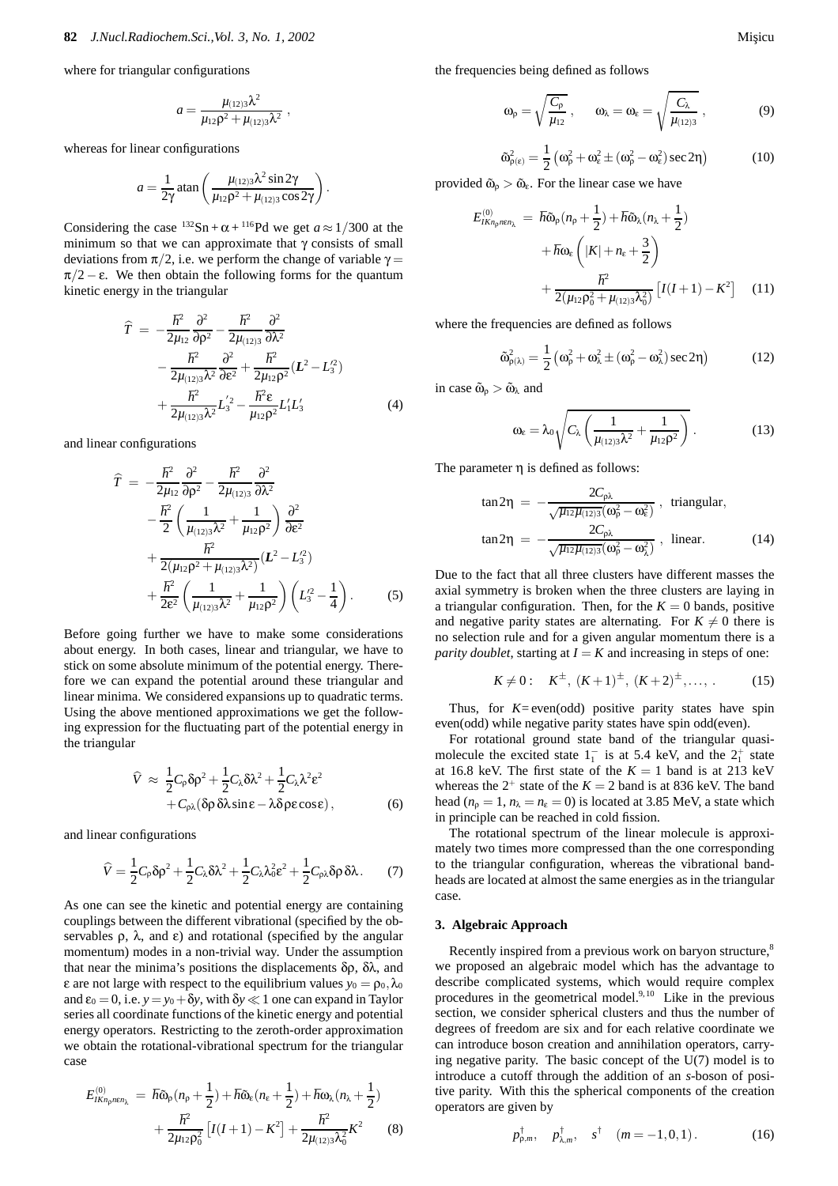where for triangular configurations

$$a = \frac{\mu_{(12)3}\lambda^2}{\mu_{12}\rho^2 + \mu_{(12)3}\lambda^2}\ ,$$

whereas for linear configurations

$$a = \frac{1}{2\gamma}\,\mathrm{atan}\left(\frac{\mu_{(12)3}\lambda^2 \sin 2\gamma}{\mu_{12}\rho^2 + \mu_{(12)3}\cos 2\gamma}\right).$$

Considering the case $^{132}\mathrm{Sn} + \alpha + {}^{116}\mathrm{Pd}$ we get $a \approx 1/300$ at the minimum so that we can approximate that $\gamma$ consists of small deviations from $\pi/2$, i.e. we perform the change of variable $\gamma = \pi/2 - \varepsilon$. We then obtain the following forms for the quantum kinetic energy in the triangular

$$\begin{aligned}
\widehat{T} \ =\ & -\frac{\hbar^2}{2\mu_{12}}\frac{\partial^2}{\partial\rho^2} - \frac{\hbar^2}{2\mu_{(12)3}}\frac{\partial^2}{\partial\lambda^2} \\
& - \frac{\hbar^2}{2\mu_{(12)3}\lambda^2}\frac{\partial^2}{\partial\varepsilon^2} + \frac{\hbar^2}{2\mu_{12}\rho^2}(\boldsymbol{L}^2 - L_3'^2) \\
& + \frac{\hbar^2}{2\mu_{(12)3}\lambda^2}L_3'^2 - \frac{\hbar^2\varepsilon}{\mu_{12}\rho^2}L_1'L_3' \qquad (4)
\end{aligned}$$

and linear configurations

$$\begin{aligned}
\widehat{T} \ =\ & -\frac{\hbar^2}{2\mu_{12}}\frac{\partial^2}{\partial\rho^2} - \frac{\hbar^2}{2\mu_{(12)3}}\frac{\partial^2}{\partial\lambda^2} \\
& - \frac{\hbar^2}{2}\left(\frac{1}{\mu_{(12)3}\lambda^2} + \frac{1}{\mu_{12}\rho^2}\right)\frac{\partial^2}{\partial\varepsilon^2} \\
& + \frac{\hbar^2}{2(\mu_{12}\rho^2 + \mu_{(12)3}\lambda^2)}(\boldsymbol{L}^2 - L_3'^2) \\
& + \frac{\hbar^2}{2\varepsilon^2}\left(\frac{1}{\mu_{(12)3}\lambda^2} + \frac{1}{\mu_{12}\rho^2}\right)\left(L_3'^2 - \frac{1}{4}\right). \qquad (5)
\end{aligned}$$

Before going further we have to make some considerations about energy. In both cases, linear and triangular, we have to stick on some absolute minimum of the potential energy. Therefore we can expand the potential around these triangular and linear minima. We considered expansions up to quadratic terms. Using the above mentioned approximations we get the following expression for the fluctuating part of the potential energy in the triangular

$$\begin{aligned}
\widehat{V} \ \approx\ & \frac{1}{2}C_\rho\delta\rho^2 + \frac{1}{2}C_\lambda\delta\lambda^2 + \frac{1}{2}C_\lambda\lambda^2\varepsilon^2 \\
& + C_{\rho\lambda}(\delta\rho\,\delta\lambda\sin\varepsilon - \lambda\delta\rho\varepsilon\cos\varepsilon), \qquad (6)
\end{aligned}$$

and linear configurations

$$\widehat{V} = \frac{1}{2}C_\rho\delta\rho^2 + \frac{1}{2}C_\lambda\delta\lambda^2 + \frac{1}{2}C_\lambda\lambda_0^2\varepsilon^2 + \frac{1}{2}C_{\rho\lambda}\delta\rho\,\delta\lambda. \qquad (7)$$

As one can see the kinetic and potential energy are containing couplings between the different vibrational (specified by the observables $\rho$, $\lambda$, and $\varepsilon$) and rotational (specified by the angular momentum) modes in a non-trivial way. Under the assumption that near the minima's positions the displacements $\delta\rho$, $\delta\lambda$, and $\varepsilon$ are not large with respect to the equilibrium values $y_0 = \rho_0, \lambda_0$ and $\varepsilon_0 = 0$, i.e. $y = y_0 + \delta y$, with $\delta y \ll 1$ one can expand in Taylor series all coordinate functions of the kinetic energy and potential energy operators. Restricting to the zeroth-order approximation we obtain the rotational-vibrational spectrum for the triangular case

$$\begin{aligned}
E^{(0)}_{IKn_\rho n\varepsilon n_\lambda} \ =\ & \hbar\tilde{\omega}_\rho(n_\rho + \frac{1}{2}) + \hbar\tilde{\omega}_\varepsilon(n_\varepsilon + \frac{1}{2}) + \hbar\omega_\lambda(n_\lambda + \frac{1}{2}) \\
& + \frac{\hbar^2}{2\mu_{12}\rho_0^2}\left[I(I+1) - K^2\right] + \frac{\hbar^2}{2\mu_{(12)3}\lambda_0^2}K^2 \qquad (8)
\end{aligned}$$

the frequencies being defined as follows

$$\omega_\rho = \sqrt{\frac{C_\rho}{\mu_{12}}}\ , \qquad \omega_\lambda = \omega_\varepsilon = \sqrt{\frac{C_\lambda}{\mu_{(12)3}}}\ , \qquad (9)$$

$$\tilde{\omega}^2_{\rho(\varepsilon)} = \frac{1}{2}\left(\omega_\rho^2 + \omega_\varepsilon^2 \pm (\omega_\rho^2 - \omega_\varepsilon^2)\sec 2\eta\right) \qquad (10)$$

provided $\tilde{\omega}_\rho > \tilde{\omega}_\varepsilon$. For the linear case we have

$$\begin{aligned}
E^{(0)}_{IKn_\rho n\varepsilon n_\lambda} \ =\ & \hbar\tilde{\omega}_\rho(n_\rho + \frac{1}{2}) + \hbar\tilde{\omega}_\lambda(n_\lambda + \frac{1}{2}) \\
& + \hbar\omega_\varepsilon\left(|K| + n_\varepsilon + \frac{3}{2}\right) \\
& + \frac{\hbar^2}{2(\mu_{12}\rho_0^2 + \mu_{(12)3}\lambda_0^2)}\left[I(I+1) - K^2\right] \qquad (11)
\end{aligned}$$

where the frequencies are defined as follows

$$\tilde{\omega}^2_{\rho(\lambda)} = \frac{1}{2}\left(\omega_\rho^2 + \omega_\lambda^2 \pm (\omega_\rho^2 - \omega_\lambda^2)\sec 2\eta\right) \qquad (12)$$

in case $\tilde{\omega}_\rho > \tilde{\omega}_\lambda$ and

$$\omega_\varepsilon = \lambda_0\sqrt{C_\lambda\left(\frac{1}{\mu_{(12)3}\lambda^2} + \frac{1}{\mu_{12}\rho^2}\right)}\ . \qquad (13)$$

The parameter $\eta$ is defined as follows:

$$\begin{aligned}
\tan 2\eta \ &=\ -\frac{2C_{\rho\lambda}}{\sqrt{\mu_{12}\mu_{(12)3}}(\omega_\rho^2 - \omega_\varepsilon^2)}\ , \ \ \text{triangular}, \\
\tan 2\eta \ &=\ -\frac{2C_{\rho\lambda}}{\sqrt{\mu_{12}\mu_{(12)3}}(\omega_\rho^2 - \omega_\lambda^2)}\ , \ \ \text{linear}. \qquad (14)
\end{aligned}$$

Due to the fact that all three clusters have different masses the axial symmetry is broken when the three clusters are laying in a triangular configuration. Then, for the $K = 0$ bands, positive and negative parity states are alternating. For $K \neq 0$ there is no selection rule and for a given angular momentum there is a *parity doublet*, starting at $I = K$ and increasing in steps of one:

$$K \neq 0: \quad K^\pm,\ (K+1)^\pm,\ (K+2)^\pm, \ldots,\ . \qquad (15)$$

Thus, for $K$= even(odd) positive parity states have spin even(odd) while negative parity states have spin odd(even).

For rotational ground state band of the triangular quasimolecule the excited state $1_1^-$ is at 5.4 keV, and the $2_1^+$ state at 16.8 keV. The first state of the $K = 1$ band is at 213 keV whereas the $2^+$ state of the $K = 2$ band is at 836 keV. The band head ($n_\rho = 1$, $n_\lambda = n_\varepsilon = 0$) is located at 3.85 MeV, a state which in principle can be reached in cold fission.

The rotational spectrum of the linear molecule is approximately two times more compressed than the one corresponding to the triangular configuration, whereas the vibrational bandheads are located at almost the same energies as in the triangular case.

### 3. Algebraic Approach

Recently inspired from a previous work on baryon structure,[8] we proposed an algebraic model which has the advantage to describe complicated systems, which would require complex procedures in the geometrical model.[9,10] Like in the previous section, we consider spherical clusters and thus the number of degrees of freedom are six and for each relative coordinate we can introduce boson creation and annihilation operators, carrying negative parity. The basic concept of the U(7) model is to introduce a cutoff through the addition of an *s*-boson of positive parity. With this the spherical components of the creation operators are given by

$$p^\dagger_{\rho,m}, \quad p^\dagger_{\lambda,m}, \quad s^\dagger \quad (m = -1, 0, 1)\,. \qquad (16)$$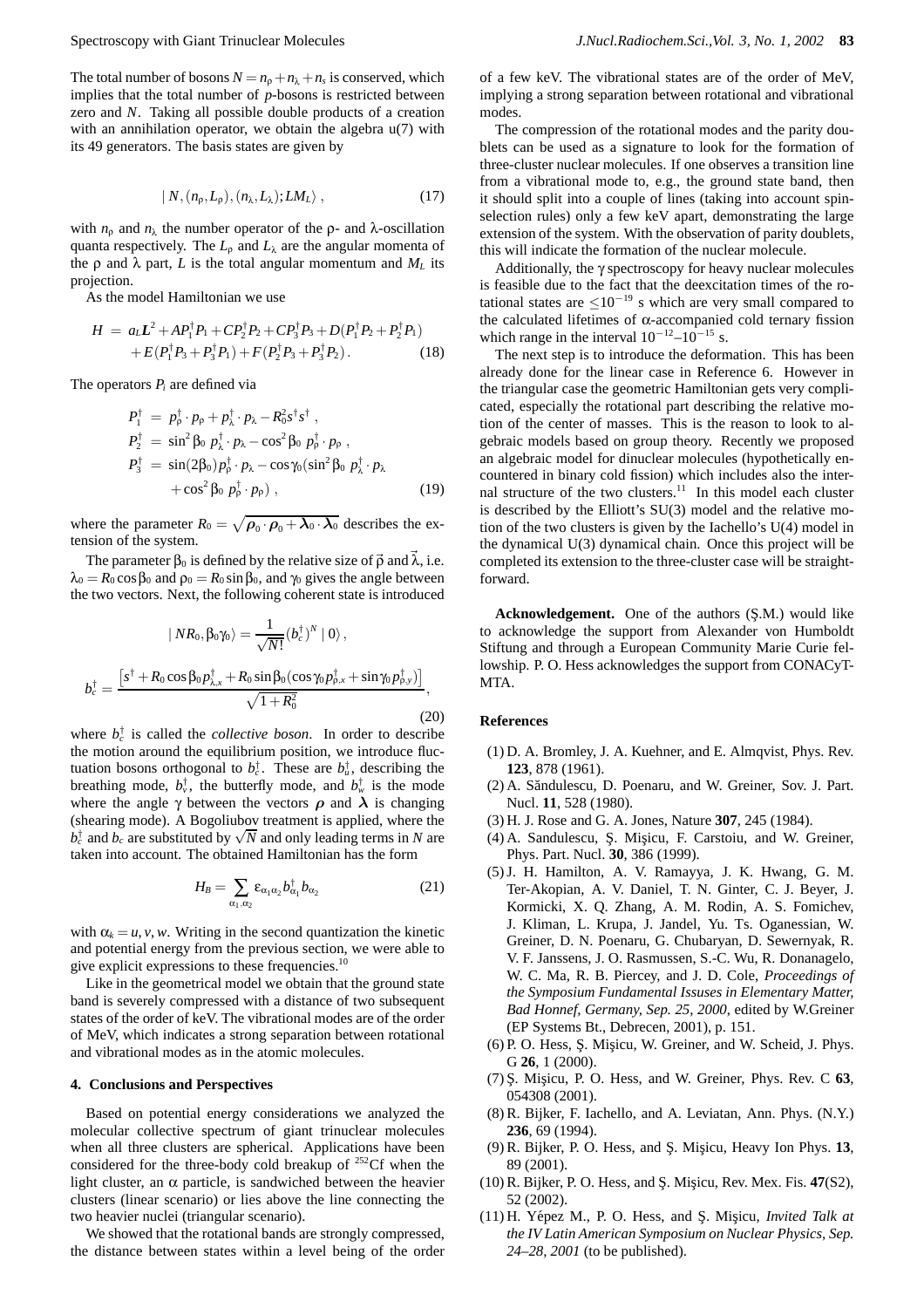The total number of bosons $N = n_\rho + n_\lambda + n_s$ is conserved, which implies that the total number of $p$-bosons is restricted between zero and $N$. Taking all possible double products of a creation with an annihilation operator, we obtain the algebra u(7) with its 49 generators. The basis states are given by

$$| N, (n_\rho, L_\rho), (n_\lambda, L_\lambda); LM_L\rangle \; , \tag{17}$$

with $n_\rho$ and $n_\lambda$ the number operator of the $\rho$- and $\lambda$-oscillation quanta respectively. The $L_\rho$ and $L_\lambda$ are the angular momenta of the $\rho$ and $\lambda$ part, $L$ is the total angular momentum and $M_L$ its projection.

As the model Hamiltonian we use

$$\begin{aligned} H \;=\; & a_L \boldsymbol{L}^2 + AP_1^\dagger P_1 + CP_2^\dagger P_2 + CP_3^\dagger P_3 + D(P_1^\dagger P_2 + P_2^\dagger P_1) \\ & + E(P_1^\dagger P_3 + P_3^\dagger P_1) + F(P_2^\dagger P_3 + P_3^\dagger P_2) \, . \end{aligned} \tag{18}$$

The operators $P_i$ are defined via

$$\begin{aligned} P_1^\dagger \;&=\; p_\rho^\dagger \cdot p_\rho + p_\lambda^\dagger \cdot p_\lambda - R_0^2 s^\dagger s^\dagger \; , \\ P_2^\dagger \;&=\; \sin^2\beta_0 \; p_\lambda^\dagger \cdot p_\lambda - \cos^2\beta_0 \; p_\rho^\dagger \cdot p_\rho \; , \\ P_3^\dagger \;&=\; \sin(2\beta_0) p_\rho^\dagger \cdot p_\lambda - \cos\gamma_0 (\sin^2\beta_0 \; p_\lambda^\dagger \cdot p_\lambda \\ & \quad + \cos^2\beta_0 \; p_\rho^\dagger \cdot p_\rho) \; , \end{aligned} \tag{19}$$

where the parameter $R_0 = \sqrt{\boldsymbol{\rho}_0 \cdot \boldsymbol{\rho}_0 + \boldsymbol{\lambda}_0 \cdot \boldsymbol{\lambda}_0}$ describes the extension of the system.

The parameter $\beta_0$ is defined by the relative size of $\vec{\rho}$ and $\vec{\lambda}$, i.e. $\lambda_0 = R_0 \cos\beta_0$ and $\rho_0 = R_0 \sin\beta_0$, and $\gamma_0$ gives the angle between the two vectors. Next, the following coherent state is introduced

$$| NR_0, \beta_0\gamma_0\rangle = \frac{1}{\sqrt{N!}} (b_c^\dagger)^N \; | \; 0\rangle \, ,$$

$$b_c^\dagger = \frac{\left[s^\dagger + R_0 \cos\beta_0 p_{\lambda,x}^\dagger + R_0 \sin\beta_0 (\cos\gamma_0 p_{\rho,x}^\dagger + \sin\gamma_0 p_{\rho,y}^\dagger)\right]}{\sqrt{1+R_0^2}} \, , \tag{20}$$

where $b_c^\dagger$ is called the *collective boson*. In order to describe the motion around the equilibrium position, we introduce fluctuation bosons orthogonal to $b_c^\dagger$. These are $b_u^\dagger$, describing the breathing mode, $b_v^\dagger$, the butterfly mode, and $b_w^\dagger$ is the mode where the angle $\gamma$ between the vectors $\boldsymbol{\rho}$ and $\boldsymbol{\lambda}$ is changing (shearing mode). A Bogoliubov treatment is applied, where the $b_c^\dagger$ and $b_c$ are substituted by $\sqrt{N}$ and only leading terms in $N$ are taken into account. The obtained Hamiltonian has the form

$$H_B = \sum_{\alpha_1,\alpha_2} \varepsilon_{\alpha_1\alpha_2} b_{\alpha_1}^\dagger b_{\alpha_2} \tag{21}$$

with $\alpha_k = u, v, w$. Writing in the second quantization the kinetic and potential energy from the previous section, we were able to give explicit expressions to these frequencies.[10]

Like in the geometrical model we obtain that the ground state band is severely compressed with a distance of two subsequent states of the order of keV. The vibrational modes are of the order of MeV, which indicates a strong separation between rotational and vibrational modes as in the atomic molecules.

## 4. Conclusions and Perspectives

Based on potential energy considerations we analyzed the molecular collective spectrum of giant trinuclear molecules when all three clusters are spherical. Applications have been considered for the three-body cold breakup of $^{252}$Cf when the light cluster, an $\alpha$ particle, is sandwiched between the heavier clusters (linear scenario) or lies above the line connecting the two heavier nuclei (triangular scenario).

We showed that the rotational bands are strongly compressed, the distance between states within a level being of the order of a few keV. The vibrational states are of the order of MeV, implying a strong separation between rotational and vibrational modes.

The compression of the rotational modes and the parity doublets can be used as a signature to look for the formation of three-cluster nuclear molecules. If one observes a transition line from a vibrational mode to, e.g., the ground state band, then it should split into a couple of lines (taking into account spin-selection rules) only a few keV apart, demonstrating the large extension of the system. With the observation of parity doublets, this will indicate the formation of the nuclear molecule.

Additionally, the $\gamma$ spectroscopy for heavy nuclear molecules is feasible due to the fact that the deexcitation times of the rotational states are $\leq 10^{-19}$ s which are very small compared to the calculated lifetimes of $\alpha$-accompanied cold ternary fission which range in the interval $10^{-12}$–$10^{-15}$ s.

The next step is to introduce the deformation. This has been already done for the linear case in Reference 6. However in the triangular case the geometric Hamiltonian gets very complicated, especially the rotational part describing the relative motion of the center of masses. This is the reason to look to algebraic models based on group theory. Recently we proposed an algebraic model for dinuclear molecules (hypothetically encountered in binary cold fission) which includes also the internal structure of the two clusters.[11] In this model each cluster is described by the Elliott's SU(3) model and the relative motion of the two clusters is given by the Iachello's U(4) model in the dynamical U(3) dynamical chain. Once this project will be completed its extension to the three-cluster case will be straightforward.

**Acknowledgement.** One of the authors (Ş.M.) would like to acknowledge the support from Alexander von Humboldt Stiftung and through a European Community Marie Curie fellowship. P. O. Hess acknowledges the support from CONACyT-MTA.

## References

(1) D. A. Bromley, J. A. Kuehner, and E. Almqvist, Phys. Rev. **123**, 878 (1961).

(2) A. Săndulescu, D. Poenaru, and W. Greiner, Sov. J. Part. Nucl. **11**, 528 (1980).

(3) H. J. Rose and G. A. Jones, Nature **307**, 245 (1984).

(4) A. Sandulescu, Ş. Mişicu, F. Carstoiu, and W. Greiner, Phys. Part. Nucl. **30**, 386 (1999).

(5) J. H. Hamilton, A. V. Ramayya, J. K. Hwang, G. M. Ter-Akopian, A. V. Daniel, T. N. Ginter, C. J. Beyer, J. Kormicki, X. Q. Zhang, A. M. Rodin, A. S. Fomichev, J. Kliman, L. Krupa, J. Jandel, Yu. Ts. Oganessian, W. Greiner, D. N. Poenaru, G. Chubaryan, D. Sewernyak, R. V. F. Janssens, J. O. Rasmussen, S.-C. Wu, R. Donanagelo, W. C. Ma, R. B. Piercey, and J. D. Cole, *Proceedings of the Symposium Fundamental Isssuses in Elementary Matter, Bad Honnef, Germany, Sep. 25, 2000*, edited by W.Greiner (EP Systems Bt., Debrecen, 2001), p. 151.

(6) P. O. Hess, Ş. Mişicu, W. Greiner, and W. Scheid, J. Phys. G **26**, 1 (2000).

(7) Ş. Mişicu, P. O. Hess, and W. Greiner, Phys. Rev. C **63**, 054308 (2001).

(8) R. Bijker, F. Iachello, and A. Leviatan, Ann. Phys. (N.Y.) **236**, 69 (1994).

(9) R. Bijker, P. O. Hess, and Ş. Mişicu, Heavy Ion Phys. **13**, 89 (2001).

(10) R. Bijker, P. O. Hess, and Ş. Mişicu, Rev. Mex. Fis. **47**(S2), 52 (2002).

(11) H. Yépez M., P. O. Hess, and Ş. Mişicu, *Invited Talk at the IV Latin American Symposium on Nuclear Physics, Sep. 24–28, 2001* (to be published).